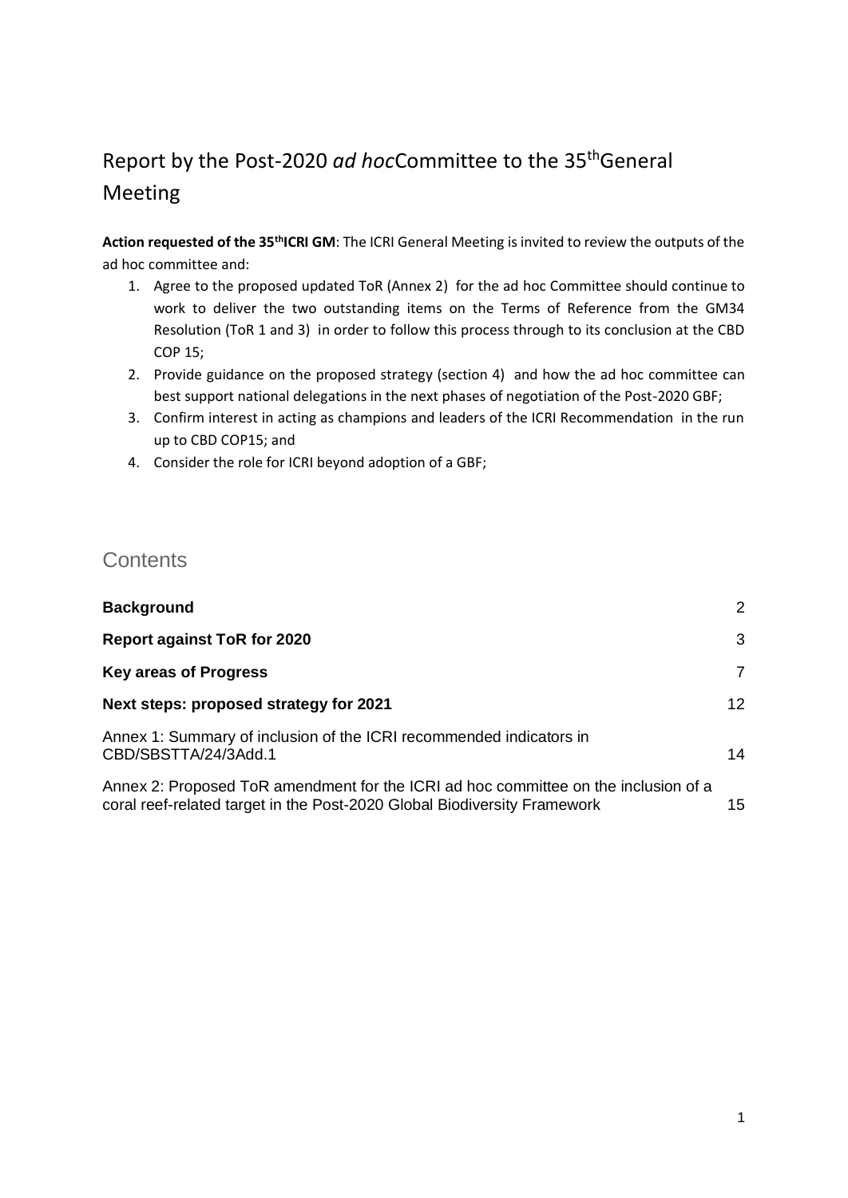# Report by the Post-2020 *ad hoc*Committee to the 35[th]General Meeting

**Action requested of the 35[th]ICRI GM**: The ICRI General Meeting is invited to review the outputs of the ad hoc committee and:

1. Agree to the proposed updated ToR (Annex 2) for the ad hoc Committee should continue to work to deliver the two outstanding items on the Terms of Reference from the GM34 Resolution (ToR 1 and 3) in order to follow this process through to its conclusion at the CBD COP 15;
2. Provide guidance on the proposed strategy (section 4) and how the ad hoc committee can best support national delegations in the next phases of negotiation of the Post-2020 GBF;
3. Confirm interest in acting as champions and leaders of the ICRI Recommendation in the run up to CBD COP15; and
4. Consider the role for ICRI beyond adoption of a GBF;

## Contents

| | |
|---|---|
| **Background** | 2 |
| **Report against ToR for 2020** | 3 |
| **Key areas of Progress** | 7 |
| **Next steps: proposed strategy for 2021** | 12 |
| Annex 1: Summary of inclusion of the ICRI recommended indicators in CBD/SBSTTA/24/3Add.1 | 14 |
| Annex 2: Proposed ToR amendment for the ICRI ad hoc committee on the inclusion of a coral reef-related target in the Post-2020 Global Biodiversity Framework | 15 |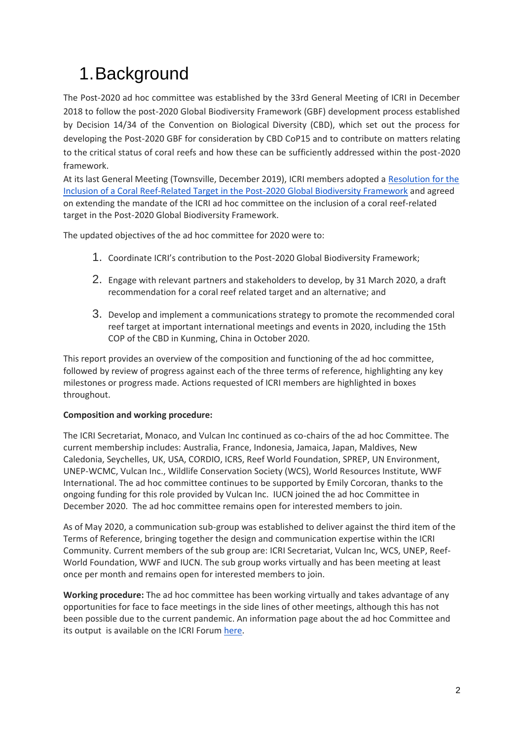# 1. Background

The Post-2020 ad hoc committee was established by the 33rd General Meeting of ICRI in December 2018 to follow the post-2020 Global Biodiversity Framework (GBF) development process established by Decision 14/34 of the Convention on Biological Diversity (CBD), which set out the process for developing the Post-2020 GBF for consideration by CBD CoP15 and to contribute on matters relating to the critical status of coral reefs and how these can be sufficiently addressed within the post-2020 framework.

At its last General Meeting (Townsville, December 2019), ICRI members adopted a [Resolution for the Inclusion of a Coral Reef-Related Target in the Post-2020 Global Biodiversity Framework]() and agreed on extending the mandate of the ICRI ad hoc committee on the inclusion of a coral reef-related target in the Post-2020 Global Biodiversity Framework.

The updated objectives of the ad hoc committee for 2020 were to:

1. Coordinate ICRI's contribution to the Post-2020 Global Biodiversity Framework;
2. Engage with relevant partners and stakeholders to develop, by 31 March 2020, a draft recommendation for a coral reef related target and an alternative; and
3. Develop and implement a communications strategy to promote the recommended coral reef target at important international meetings and events in 2020, including the 15th COP of the CBD in Kunming, China in October 2020.

This report provides an overview of the composition and functioning of the ad hoc committee, followed by review of progress against each of the three terms of reference, highlighting any key milestones or progress made. Actions requested of ICRI members are highlighted in boxes throughout.

**Composition and working procedure:**

The ICRI Secretariat, Monaco, and Vulcan Inc continued as co-chairs of the ad hoc Committee. The current membership includes: Australia, France, Indonesia, Jamaica, Japan, Maldives, New Caledonia, Seychelles, UK, USA, CORDIO, ICRS, Reef World Foundation, SPREP, UN Environment, UNEP-WCMC, Vulcan Inc., Wildlife Conservation Society (WCS), World Resources Institute, WWF International. The ad hoc committee continues to be supported by Emily Corcoran, thanks to the ongoing funding for this role provided by Vulcan Inc. IUCN joined the ad hoc Committee in December 2020. The ad hoc committee remains open for interested members to join.

As of May 2020, a communication sub-group was established to deliver against the third item of the Terms of Reference, bringing together the design and communication expertise within the ICRI Community. Current members of the sub group are: ICRI Secretariat, Vulcan Inc, WCS, UNEP, Reef-World Foundation, WWF and IUCN. The sub group works virtually and has been meeting at least once per month and remains open for interested members to join.

**Working procedure:** The ad hoc committee has been working virtually and takes advantage of any opportunities for face to face meetings in the side lines of other meetings, although this has not been possible due to the current pandemic. An information page about the ad hoc Committee and its output is available on the ICRI Forum [here]().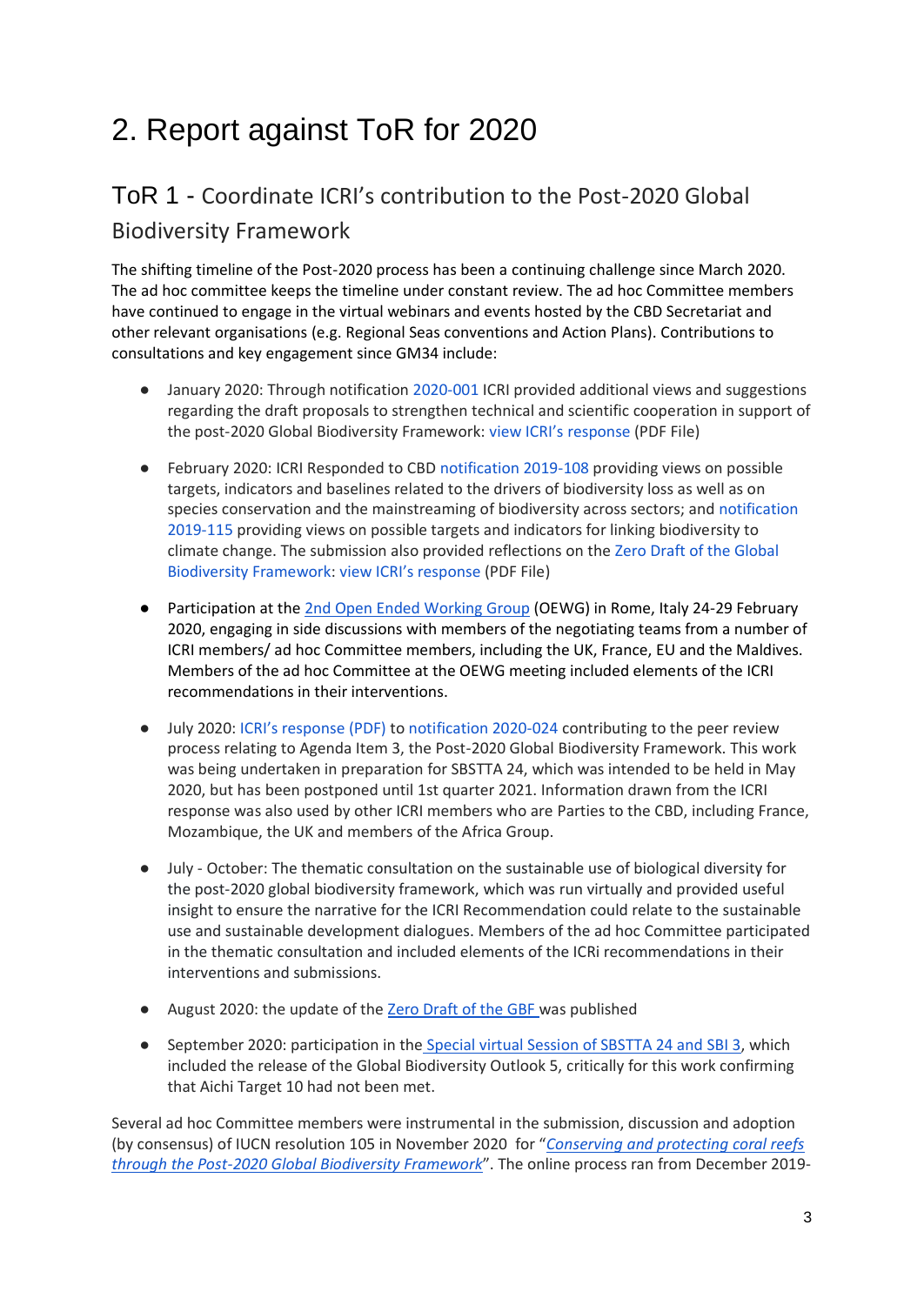# 2. Report against ToR for 2020

## ToR 1 - Coordinate ICRI's contribution to the Post-2020 Global Biodiversity Framework

The shifting timeline of the Post-2020 process has been a continuing challenge since March 2020. The ad hoc committee keeps the timeline under constant review. The ad hoc Committee members have continued to engage in the virtual webinars and events hosted by the CBD Secretariat and other relevant organisations (e.g. Regional Seas conventions and Action Plans). Contributions to consultations and key engagement since GM34 include:

- January 2020: Through notification 2020-001 ICRI provided additional views and suggestions regarding the draft proposals to strengthen technical and scientific cooperation in support of the post-2020 Global Biodiversity Framework: view ICRI's response (PDF File)

- February 2020: ICRI Responded to CBD notification 2019-108 providing views on possible targets, indicators and baselines related to the drivers of biodiversity loss as well as on species conservation and the mainstreaming of biodiversity across sectors; and notification 2019-115 providing views on possible targets and indicators for linking biodiversity to climate change. The submission also provided reflections on the Zero Draft of the Global Biodiversity Framework: view ICRI's response (PDF File)

- Participation at the 2nd Open Ended Working Group (OEWG) in Rome, Italy 24-29 February 2020, engaging in side discussions with members of the negotiating teams from a number of ICRI members/ ad hoc Committee members, including the UK, France, EU and the Maldives. Members of the ad hoc Committee at the OEWG meeting included elements of the ICRI recommendations in their interventions.

- July 2020: ICRI's response (PDF) to notification 2020-024 contributing to the peer review process relating to Agenda Item 3, the Post-2020 Global Biodiversity Framework. This work was being undertaken in preparation for SBSTTA 24, which was intended to be held in May 2020, but has been postponed until 1st quarter 2021. Information drawn from the ICRI response was also used by other ICRI members who are Parties to the CBD, including France, Mozambique, the UK and members of the Africa Group.

- July - October: The thematic consultation on the sustainable use of biological diversity for the post-2020 global biodiversity framework, which was run virtually and provided useful insight to ensure the narrative for the ICRI Recommendation could relate to the sustainable use and sustainable development dialogues. Members of the ad hoc Committee participated in the thematic consultation and included elements of the ICRi recommendations in their interventions and submissions.

- August 2020: the update of the Zero Draft of the GBF was published

- September 2020: participation in the Special virtual Session of SBSTTA 24 and SBI 3, which included the release of the Global Biodiversity Outlook 5, critically for this work confirming that Aichi Target 10 had not been met.

Several ad hoc Committee members were instrumental in the submission, discussion and adoption (by consensus) of IUCN resolution 105 in November 2020 for "*Conserving and protecting coral reefs through the Post-2020 Global Biodiversity Framework*". The online process ran from December 2019-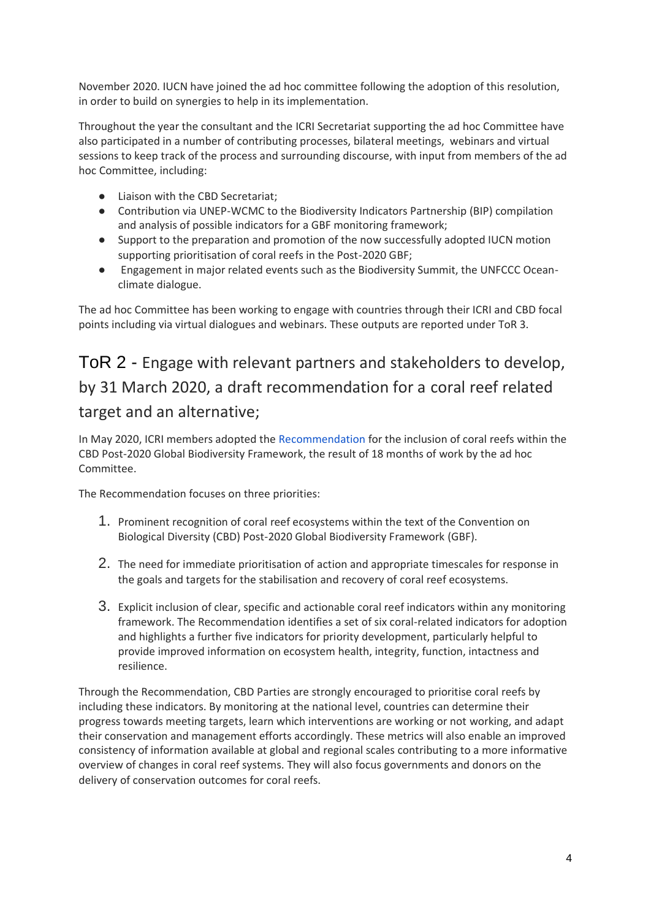November 2020. IUCN have joined the ad hoc committee following the adoption of this resolution, in order to build on synergies to help in its implementation.

Throughout the year the consultant and the ICRI Secretariat supporting the ad hoc Committee have also participated in a number of contributing processes, bilateral meetings, webinars and virtual sessions to keep track of the process and surrounding discourse, with input from members of the ad hoc Committee, including:

- Liaison with the CBD Secretariat;
- Contribution via UNEP-WCMC to the Biodiversity Indicators Partnership (BIP) compilation and analysis of possible indicators for a GBF monitoring framework;
- Support to the preparation and promotion of the now successfully adopted IUCN motion supporting prioritisation of coral reefs in the Post-2020 GBF;
- Engagement in major related events such as the Biodiversity Summit, the UNFCCC Ocean-climate dialogue.

The ad hoc Committee has been working to engage with countries through their ICRI and CBD focal points including via virtual dialogues and webinars. These outputs are reported under ToR 3.

## ToR 2 - Engage with relevant partners and stakeholders to develop, by 31 March 2020, a draft recommendation for a coral reef related target and an alternative;

In May 2020, ICRI members adopted the Recommendation for the inclusion of coral reefs within the CBD Post-2020 Global Biodiversity Framework, the result of 18 months of work by the ad hoc Committee.

The Recommendation focuses on three priorities:

1. Prominent recognition of coral reef ecosystems within the text of the Convention on Biological Diversity (CBD) Post-2020 Global Biodiversity Framework (GBF).
2. The need for immediate prioritisation of action and appropriate timescales for response in the goals and targets for the stabilisation and recovery of coral reef ecosystems.
3. Explicit inclusion of clear, specific and actionable coral reef indicators within any monitoring framework. The Recommendation identifies a set of six coral-related indicators for adoption and highlights a further five indicators for priority development, particularly helpful to provide improved information on ecosystem health, integrity, function, intactness and resilience.

Through the Recommendation, CBD Parties are strongly encouraged to prioritise coral reefs by including these indicators. By monitoring at the national level, countries can determine their progress towards meeting targets, learn which interventions are working or not working, and adapt their conservation and management efforts accordingly. These metrics will also enable an improved consistency of information available at global and regional scales contributing to a more informative overview of changes in coral reef systems. They will also focus governments and donors on the delivery of conservation outcomes for coral reefs.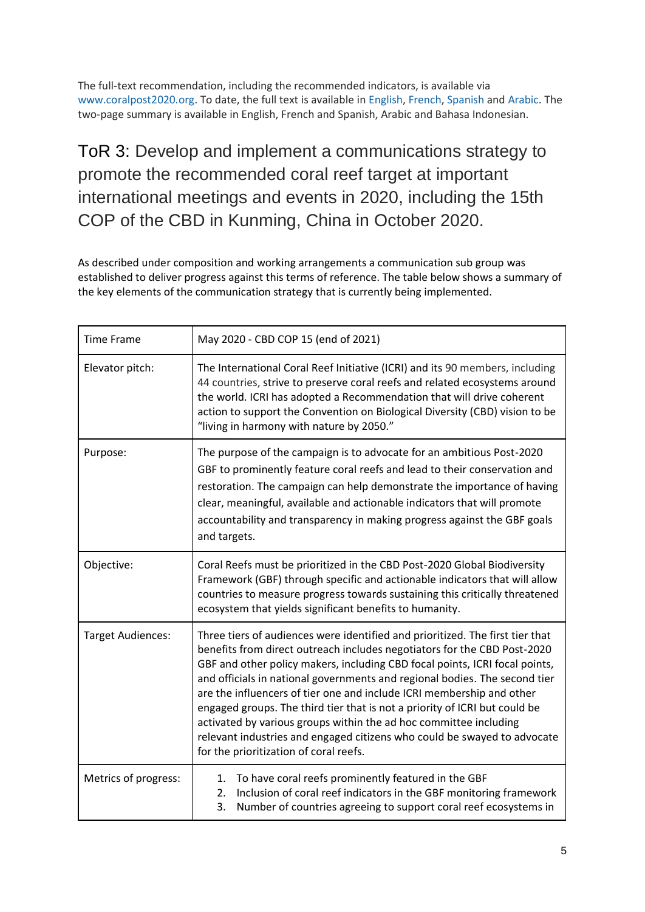The full-text recommendation, including the recommended indicators, is available via www.coralpost2020.org. To date, the full text is available in English, French, Spanish and Arabic. The two-page summary is available in English, French and Spanish, Arabic and Bahasa Indonesian.

## ToR 3: Develop and implement a communications strategy to promote the recommended coral reef target at important international meetings and events in 2020, including the 15th COP of the CBD in Kunming, China in October 2020.

As described under composition and working arrangements a communication sub group was established to deliver progress against this terms of reference. The table below shows a summary of the key elements of the communication strategy that is currently being implemented.

| Time Frame | May 2020 - CBD COP 15 (end of 2021) |
|---|---|
| Elevator pitch: | The International Coral Reef Initiative (ICRI) and its 90 members, including 44 countries, strive to preserve coral reefs and related ecosystems around the world. ICRI has adopted a Recommendation that will drive coherent action to support the Convention on Biological Diversity (CBD) vision to be "living in harmony with nature by 2050." |
| Purpose: | The purpose of the campaign is to advocate for an ambitious Post-2020 GBF to prominently feature coral reefs and lead to their conservation and restoration. The campaign can help demonstrate the importance of having clear, meaningful, available and actionable indicators that will promote accountability and transparency in making progress against the GBF goals and targets. |
| Objective: | Coral Reefs must be prioritized in the CBD Post-2020 Global Biodiversity Framework (GBF) through specific and actionable indicators that will allow countries to measure progress towards sustaining this critically threatened ecosystem that yields significant benefits to humanity. |
| Target Audiences: | Three tiers of audiences were identified and prioritized. The first tier that benefits from direct outreach includes negotiators for the CBD Post-2020 GBF and other policy makers, including CBD focal points, ICRI focal points, and officials in national governments and regional bodies. The second tier are the influencers of tier one and include ICRI membership and other engaged groups. The third tier that is not a priority of ICRI but could be activated by various groups within the ad hoc committee including relevant industries and engaged citizens who could be swayed to advocate for the prioritization of coral reefs. |
| Metrics of progress: | 1. To have coral reefs prominently featured in the GBF<br>2. Inclusion of coral reef indicators in the GBF monitoring framework<br>3. Number of countries agreeing to support coral reef ecosystems in |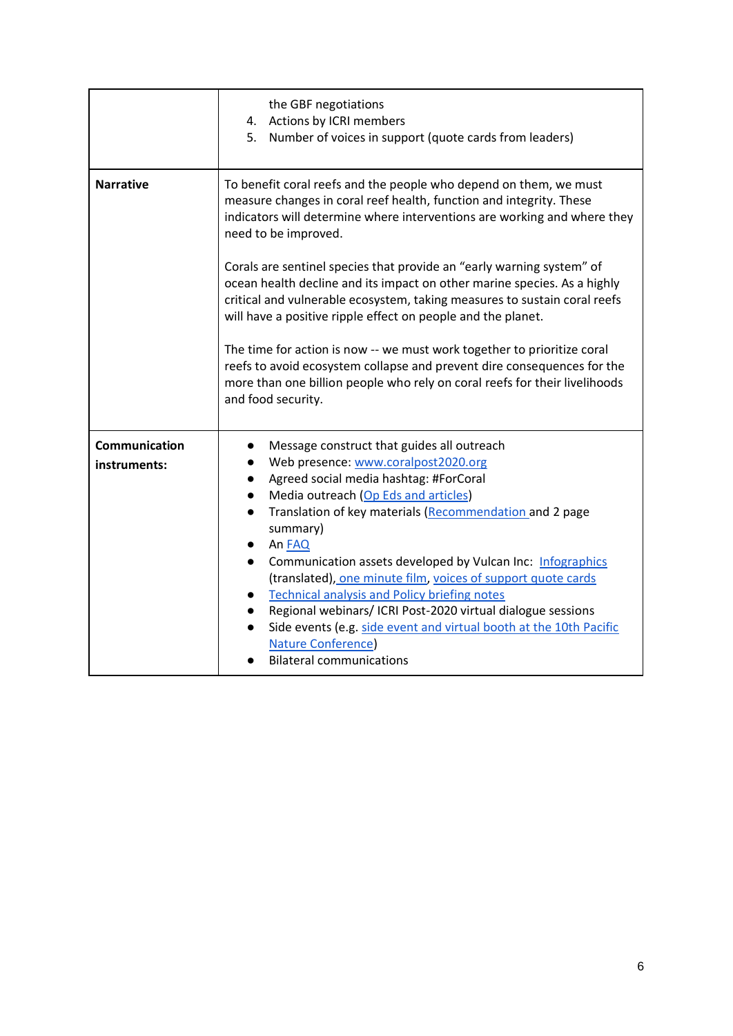| | |
|---|---|
| | the GBF negotiations<br>4. Actions by ICRI members<br>5. Number of voices in support (quote cards from leaders) |
| **Narrative** | To benefit coral reefs and the people who depend on them, we must measure changes in coral reef health, function and integrity. These indicators will determine where interventions are working and where they need to be improved.<br><br>Corals are sentinel species that provide an "early warning system" of ocean health decline and its impact on other marine species. As a highly critical and vulnerable ecosystem, taking measures to sustain coral reefs will have a positive ripple effect on people and the planet.<br><br>The time for action is now -- we must work together to prioritize coral reefs to avoid ecosystem collapse and prevent dire consequences for the more than one billion people who rely on coral reefs for their livelihoods and food security. |
| **Communication instruments:** | • Message construct that guides all outreach<br>• Web presence: www.coralpost2020.org<br>• Agreed social media hashtag: #ForCoral<br>• Media outreach (Op Eds and articles)<br>• Translation of key materials (Recommendation and 2 page summary)<br>• An FAQ<br>• Communication assets developed by Vulcan Inc: Infographics (translated), one minute film, voices of support quote cards<br>• Technical analysis and Policy briefing notes<br>• Regional webinars/ ICRI Post-2020 virtual dialogue sessions<br>• Side events (e.g. side event and virtual booth at the 10th Pacific Nature Conference)<br>• Bilateral communications |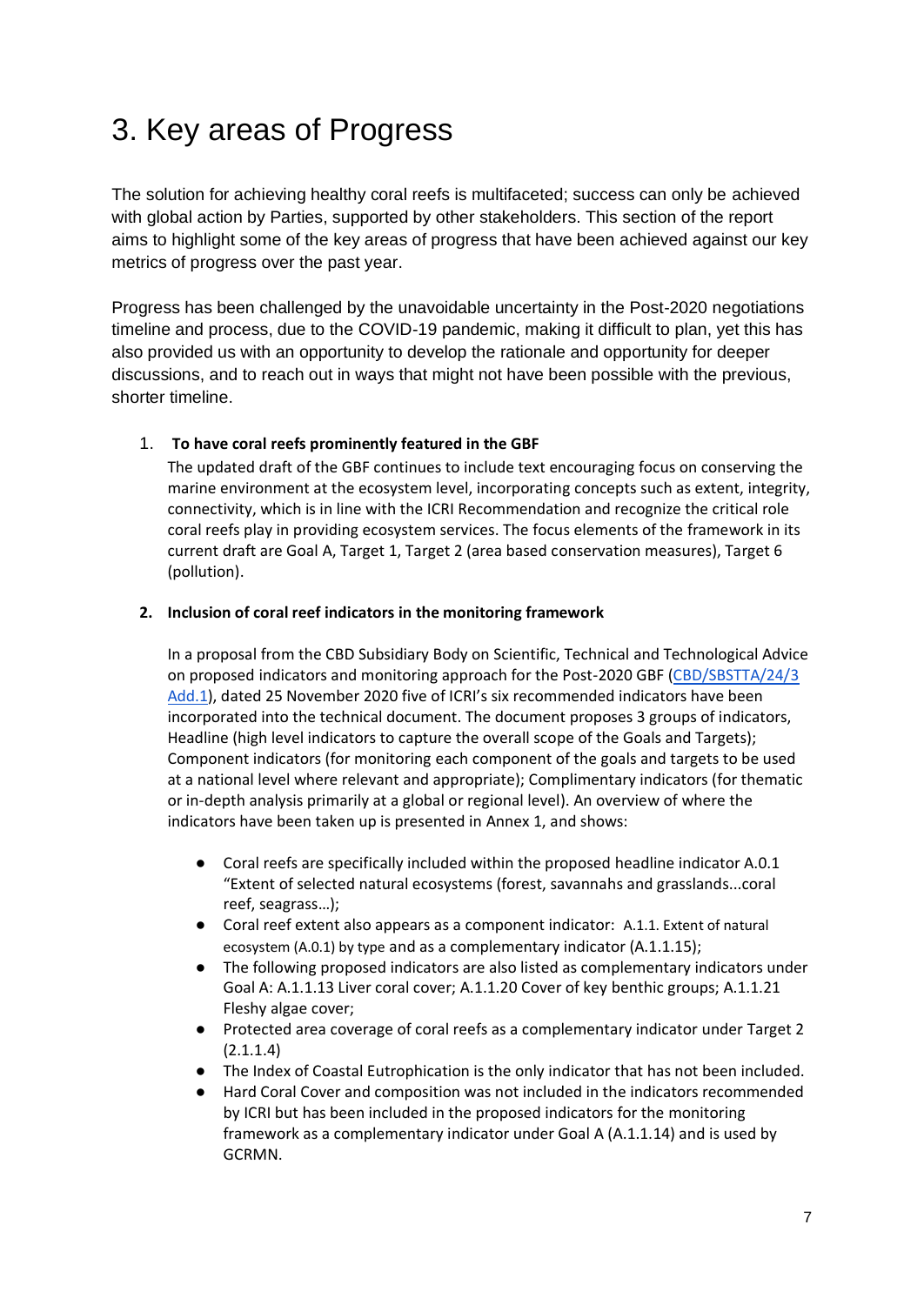# 3. Key areas of Progress

The solution for achieving healthy coral reefs is multifaceted; success can only be achieved with global action by Parties, supported by other stakeholders. This section of the report aims to highlight some of the key areas of progress that have been achieved against our key metrics of progress over the past year.

Progress has been challenged by the unavoidable uncertainty in the Post-2020 negotiations timeline and process, due to the COVID-19 pandemic, making it difficult to plan, yet this has also provided us with an opportunity to develop the rationale and opportunity for deeper discussions, and to reach out in ways that might not have been possible with the previous, shorter timeline.

1. **To have coral reefs prominently featured in the GBF**

   The updated draft of the GBF continues to include text encouraging focus on conserving the marine environment at the ecosystem level, incorporating concepts such as extent, integrity, connectivity, which is in line with the ICRI Recommendation and recognize the critical role coral reefs play in providing ecosystem services. The focus elements of the framework in its current draft are Goal A, Target 1, Target 2 (area based conservation measures), Target 6 (pollution).

2. **Inclusion of coral reef indicators in the monitoring framework**

   In a proposal from the CBD Subsidiary Body on Scientific, Technical and Technological Advice on proposed indicators and monitoring approach for the Post-2020 GBF (CBD/SBSTTA/24/3 Add.1), dated 25 November 2020 five of ICRI's six recommended indicators have been incorporated into the technical document. The document proposes 3 groups of indicators, Headline (high level indicators to capture the overall scope of the Goals and Targets); Component indicators (for monitoring each component of the goals and targets to be used at a national level where relevant and appropriate); Complimentary indicators (for thematic or in-depth analysis primarily at a global or regional level). An overview of where the indicators have been taken up is presented in Annex 1, and shows:

   - Coral reefs are specifically included within the proposed headline indicator A.0.1 "Extent of selected natural ecosystems (forest, savannahs and grasslands...coral reef, seagrass…);
   - Coral reef extent also appears as a component indicator: A.1.1. Extent of natural ecosystem (A.0.1) by type and as a complementary indicator (A.1.1.15);
   - The following proposed indicators are also listed as complementary indicators under Goal A: A.1.1.13 Liver coral cover; A.1.1.20 Cover of key benthic groups; A.1.1.21 Fleshy algae cover;
   - Protected area coverage of coral reefs as a complementary indicator under Target 2 (2.1.1.4)
   - The Index of Coastal Eutrophication is the only indicator that has not been included.
   - Hard Coral Cover and composition was not included in the indicators recommended by ICRI but has been included in the proposed indicators for the monitoring framework as a complementary indicator under Goal A (A.1.1.14) and is used by GCRMN.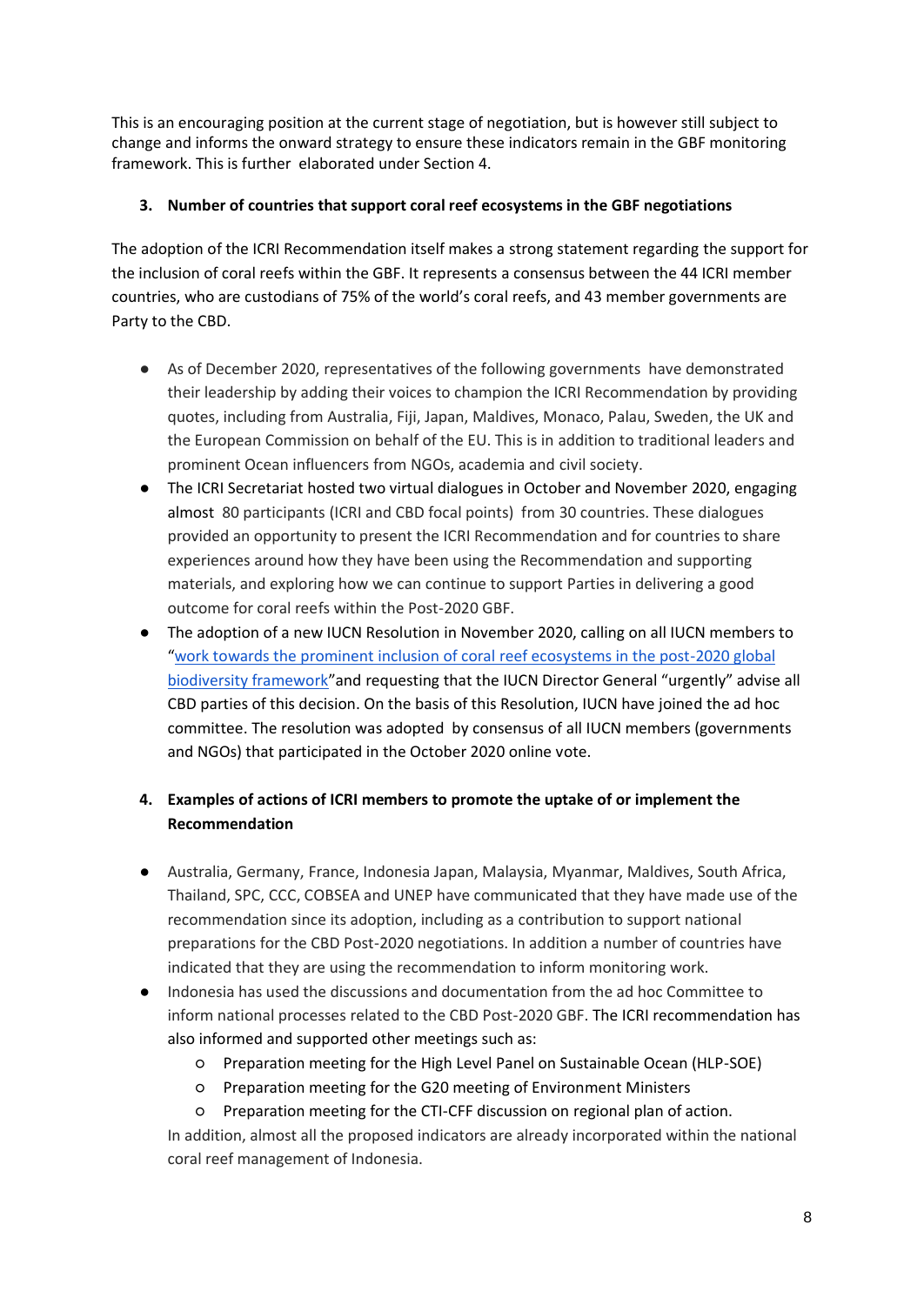This is an encouraging position at the current stage of negotiation, but is however still subject to change and informs the onward strategy to ensure these indicators remain in the GBF monitoring framework. This is further elaborated under Section 4.

## 3. Number of countries that support coral reef ecosystems in the GBF negotiations

The adoption of the ICRI Recommendation itself makes a strong statement regarding the support for the inclusion of coral reefs within the GBF. It represents a consensus between the 44 ICRI member countries, who are custodians of 75% of the world's coral reefs, and 43 member governments are Party to the CBD.

- As of December 2020, representatives of the following governments have demonstrated their leadership by adding their voices to champion the ICRI Recommendation by providing quotes, including from Australia, Fiji, Japan, Maldives, Monaco, Palau, Sweden, the UK and the European Commission on behalf of the EU. This is in addition to traditional leaders and prominent Ocean influencers from NGOs, academia and civil society.
- The ICRI Secretariat hosted two virtual dialogues in October and November 2020, engaging almost 80 participants (ICRI and CBD focal points) from 30 countries. These dialogues provided an opportunity to present the ICRI Recommendation and for countries to share experiences around how they have been using the Recommendation and supporting materials, and exploring how we can continue to support Parties in delivering a good outcome for coral reefs within the Post-2020 GBF.
- The adoption of a new IUCN Resolution in November 2020, calling on all IUCN members to "work towards the prominent inclusion of coral reef ecosystems in the post-2020 global biodiversity framework"and requesting that the IUCN Director General "urgently" advise all CBD parties of this decision. On the basis of this Resolution, IUCN have joined the ad hoc committee. The resolution was adopted by consensus of all IUCN members (governments and NGOs) that participated in the October 2020 online vote.

## 4. Examples of actions of ICRI members to promote the uptake of or implement the Recommendation

- Australia, Germany, France, Indonesia Japan, Malaysia, Myanmar, Maldives, South Africa, Thailand, SPC, CCC, COBSEA and UNEP have communicated that they have made use of the recommendation since its adoption, including as a contribution to support national preparations for the CBD Post-2020 negotiations. In addition a number of countries have indicated that they are using the recommendation to inform monitoring work.
- Indonesia has used the discussions and documentation from the ad hoc Committee to inform national processes related to the CBD Post-2020 GBF. The ICRI recommendation has also informed and supported other meetings such as:
  - Preparation meeting for the High Level Panel on Sustainable Ocean (HLP-SOE)
  - Preparation meeting for the G20 meeting of Environment Ministers
  - Preparation meeting for the CTI-CFF discussion on regional plan of action.

  In addition, almost all the proposed indicators are already incorporated within the national coral reef management of Indonesia.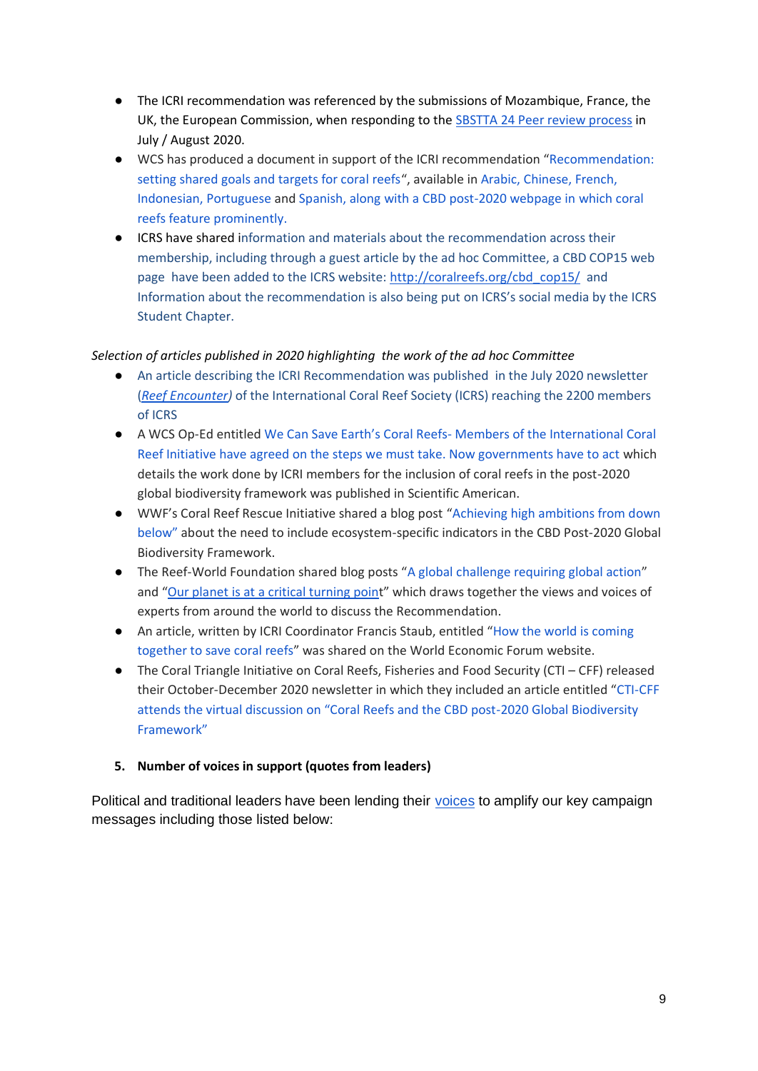- The ICRI recommendation was referenced by the submissions of Mozambique, France, the UK, the European Commission, when responding to the SBSTTA 24 Peer review process in July / August 2020.
- WCS has produced a document in support of the ICRI recommendation "Recommendation: setting shared goals and targets for coral reefs", available in Arabic, Chinese, French, Indonesian, Portuguese and Spanish, along with a CBD post-2020 webpage in which coral reefs feature prominently.
- ICRS have shared information and materials about the recommendation across their membership, including through a guest article by the ad hoc Committee, a CBD COP15 web page have been added to the ICRS website: http://coralreefs.org/cbd_cop15/ and Information about the recommendation is also being put on ICRS's social media by the ICRS Student Chapter.

*Selection of articles published in 2020 highlighting the work of the ad hoc Committee*

- An article describing the ICRI Recommendation was published in the July 2020 newsletter (*Reef Encounter*) of the International Coral Reef Society (ICRS) reaching the 2200 members of ICRS
- A WCS Op-Ed entitled We Can Save Earth's Coral Reefs- Members of the International Coral Reef Initiative have agreed on the steps we must take. Now governments have to act which details the work done by ICRI members for the inclusion of coral reefs in the post-2020 global biodiversity framework was published in Scientific American.
- WWF's Coral Reef Rescue Initiative shared a blog post "Achieving high ambitions from down below" about the need to include ecosystem-specific indicators in the CBD Post-2020 Global Biodiversity Framework.
- The Reef-World Foundation shared blog posts "A global challenge requiring global action" and "Our planet is at a critical turning point" which draws together the views and voices of experts from around the world to discuss the Recommendation.
- An article, written by ICRI Coordinator Francis Staub, entitled "How the world is coming together to save coral reefs" was shared on the World Economic Forum website.
- The Coral Triangle Initiative on Coral Reefs, Fisheries and Food Security (CTI – CFF) released their October-December 2020 newsletter in which they included an article entitled "CTI-CFF attends the virtual discussion on "Coral Reefs and the CBD post-2020 Global Biodiversity Framework"

5. **Number of voices in support (quotes from leaders)**

Political and traditional leaders have been lending their voices to amplify our key campaign messages including those listed below: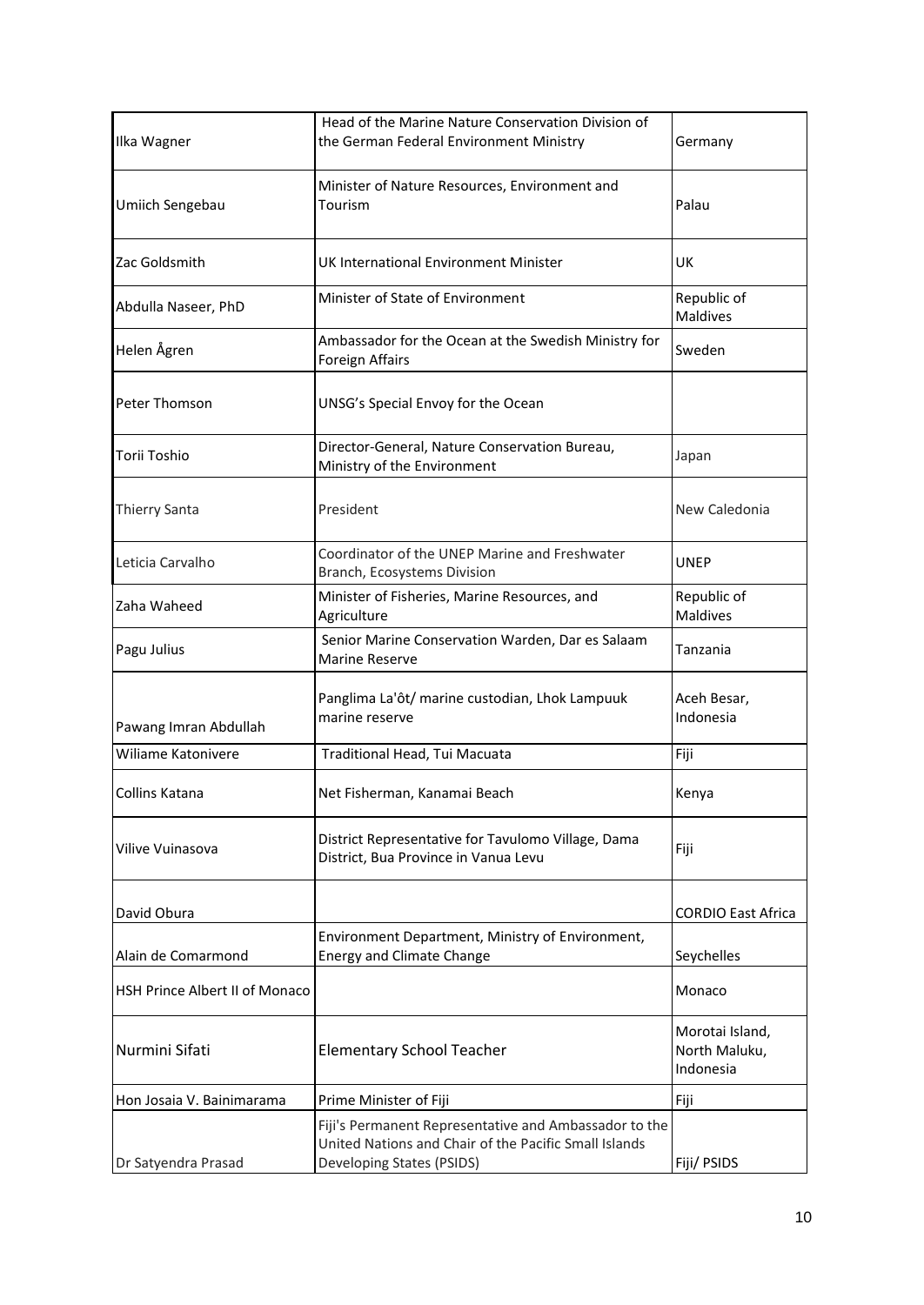| | | |
|---|---|---|
| Ilka Wagner | Head of the Marine Nature Conservation Division of the German Federal Environment Ministry | Germany |
| Umiich Sengebau | Minister of Nature Resources, Environment and Tourism | Palau |
| Zac Goldsmith | UK International Environment Minister | UK |
| Abdulla Naseer, PhD | Minister of State of Environment | Republic of Maldives |
| Helen Ågren | Ambassador for the Ocean at the Swedish Ministry for Foreign Affairs | Sweden |
| Peter Thomson | UNSG's Special Envoy for the Ocean | |
| Torii Toshio | Director-General, Nature Conservation Bureau, Ministry of the Environment | Japan |
| Thierry Santa | President | New Caledonia |
| Leticia Carvalho | Coordinator of the UNEP Marine and Freshwater Branch, Ecosystems Division | UNEP |
| Zaha Waheed | Minister of Fisheries, Marine Resources, and Agriculture | Republic of Maldives |
| Pagu Julius | Senior Marine Conservation Warden, Dar es Salaam Marine Reserve | Tanzania |
| Pawang Imran Abdullah | Panglima La'ôt/ marine custodian, Lhok Lampuuk marine reserve | Aceh Besar, Indonesia |
| Wiliame Katonivere | Traditional Head, Tui Macuata | Fiji |
| Collins Katana | Net Fisherman, Kanamai Beach | Kenya |
| Vilive Vuinasova | District Representative for Tavulomo Village, Dama District, Bua Province in Vanua Levu | Fiji |
| David Obura | | CORDIO East Africa |
| Alain de Comarmond | Environment Department, Ministry of Environment, Energy and Climate Change | Seychelles |
| HSH Prince Albert II of Monaco | | Monaco |
| Nurmini Sifati | Elementary School Teacher | Morotai Island, North Maluku, Indonesia |
| Hon Josaia V. Bainimarama | Prime Minister of Fiji | Fiji |
| Dr Satyendra Prasad | Fiji's Permanent Representative and Ambassador to the United Nations and Chair of the Pacific Small Islands Developing States (PSIDS) | Fiji/ PSIDS |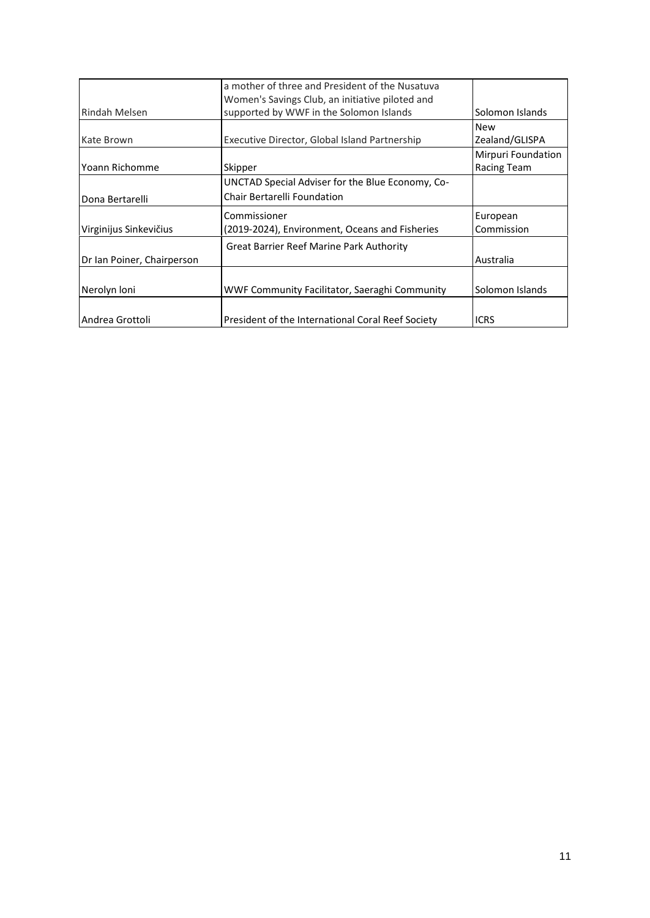| | | |
|---|---|---|
| Rindah Melsen | a mother of three and President of the Nusatuva Women's Savings Club, an initiative piloted and supported by WWF in the Solomon Islands | Solomon Islands |
| Kate Brown | Executive Director, Global Island Partnership | New Zealand/GLISPA |
| Yoann Richomme | Skipper | Mirpuri Foundation Racing Team |
| Dona Bertarelli | UNCTAD Special Adviser for the Blue Economy, Co-Chair Bertarelli Foundation | |
| Virginijus Sinkevičius | Commissioner (2019-2024), Environment, Oceans and Fisheries | European Commission |
| Dr Ian Poiner, Chairperson | Great Barrier Reef Marine Park Authority | Australia |
| Nerolyn Ioni | WWF Community Facilitator, Saeraghi Community | Solomon Islands |
| Andrea Grottoli | President of the International Coral Reef Society | ICRS |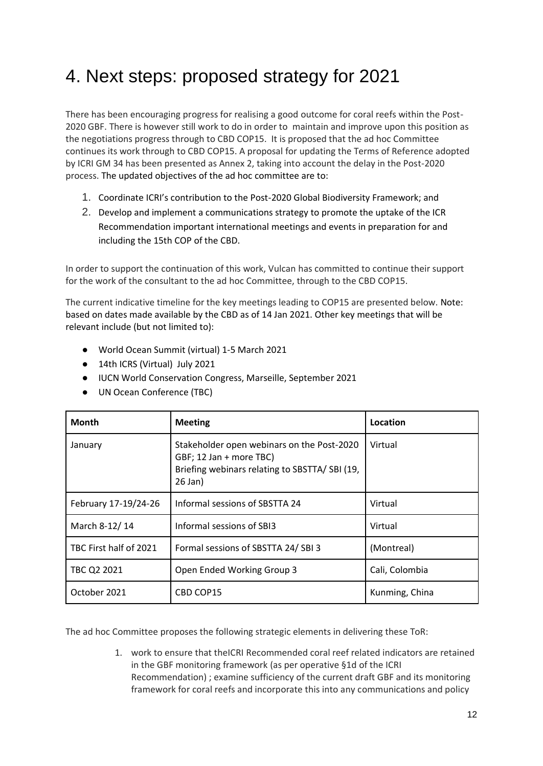# 4. Next steps: proposed strategy for 2021

There has been encouraging progress for realising a good outcome for coral reefs within the Post-2020 GBF. There is however still work to do in order to maintain and improve upon this position as the negotiations progress through to CBD COP15. It is proposed that the ad hoc Committee continues its work through to CBD COP15. A proposal for updating the Terms of Reference adopted by ICRI GM 34 has been presented as Annex 2, taking into account the delay in the Post-2020 process. The updated objectives of the ad hoc committee are to:

1. Coordinate ICRI's contribution to the Post-2020 Global Biodiversity Framework; and
2. Develop and implement a communications strategy to promote the uptake of the ICR Recommendation important international meetings and events in preparation for and including the 15th COP of the CBD.

In order to support the continuation of this work, Vulcan has committed to continue their support for the work of the consultant to the ad hoc Committee, through to the CBD COP15.

The current indicative timeline for the key meetings leading to COP15 are presented below. Note: based on dates made available by the CBD as of 14 Jan 2021. Other key meetings that will be relevant include (but not limited to):

- World Ocean Summit (virtual) 1-5 March 2021
- 14th ICRS (Virtual) July 2021
- IUCN World Conservation Congress, Marseille, September 2021
- UN Ocean Conference (TBC)

| Month | Meeting | Location |
|---|---|---|
| January | Stakeholder open webinars on the Post-2020 GBF; 12 Jan + more TBC)<br>Briefing webinars relating to SBSTTA/ SBI (19, 26 Jan) | Virtual |
| February 17-19/24-26 | Informal sessions of SBSTTA 24 | Virtual |
| March 8-12/ 14 | Informal sessions of SBI3 | Virtual |
| TBC First half of 2021 | Formal sessions of SBSTTA 24/ SBI 3 | (Montreal) |
| TBC Q2 2021 | Open Ended Working Group 3 | Cali, Colombia |
| October 2021 | CBD COP15 | Kunming, China |

The ad hoc Committee proposes the following strategic elements in delivering these ToR:

1. work to ensure that theICRI Recommended coral reef related indicators are retained in the GBF monitoring framework (as per operative §1d of the ICRI Recommendation) ; examine sufficiency of the current draft GBF and its monitoring framework for coral reefs and incorporate this into any communications and policy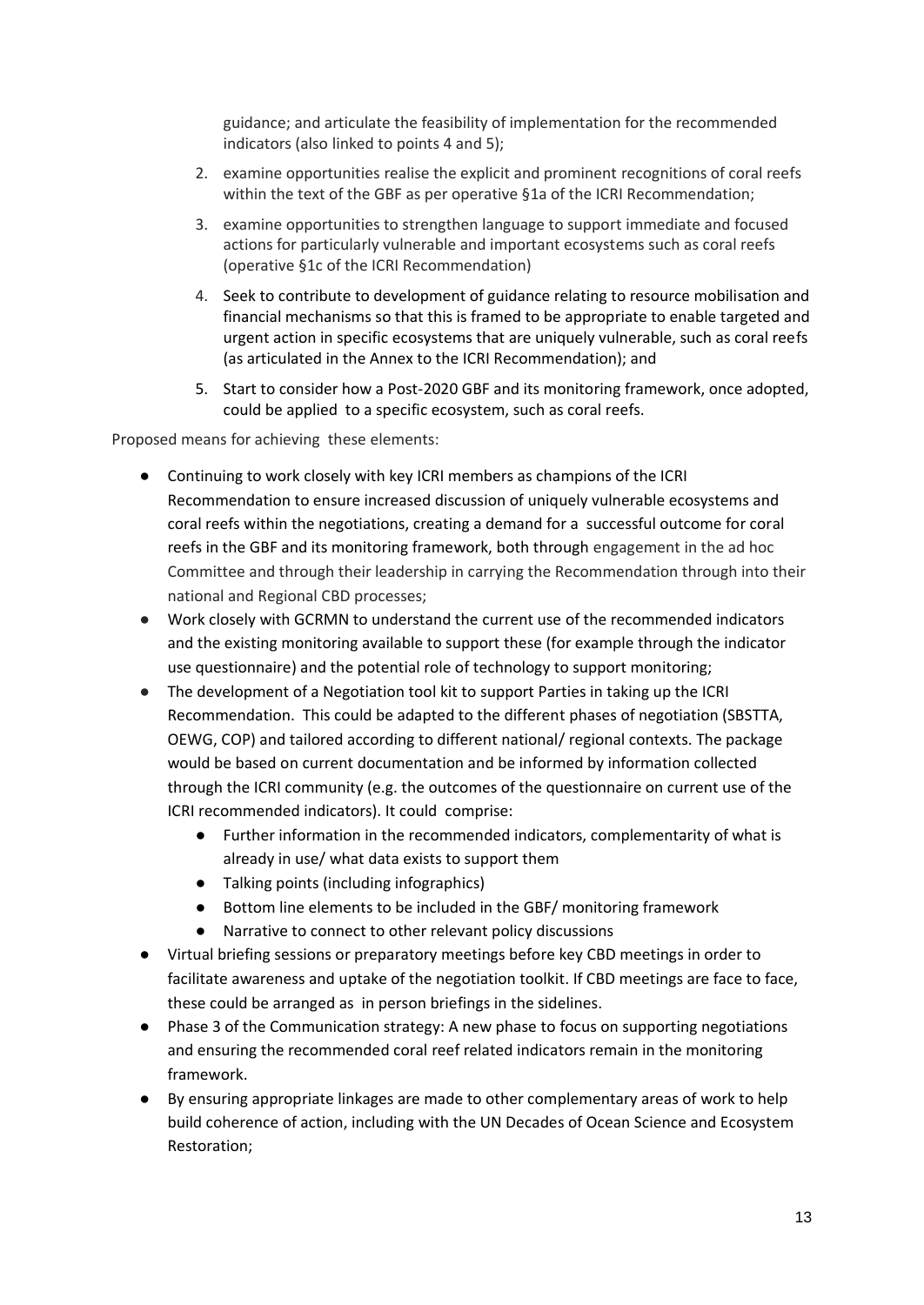guidance; and articulate the feasibility of implementation for the recommended indicators (also linked to points 4 and 5);

2. examine opportunities realise the explicit and prominent recognitions of coral reefs within the text of the GBF as per operative §1a of the ICRI Recommendation;
3. examine opportunities to strengthen language to support immediate and focused actions for particularly vulnerable and important ecosystems such as coral reefs (operative §1c of the ICRI Recommendation)
4. Seek to contribute to development of guidance relating to resource mobilisation and financial mechanisms so that this is framed to be appropriate to enable targeted and urgent action in specific ecosystems that are uniquely vulnerable, such as coral reefs (as articulated in the Annex to the ICRI Recommendation); and
5. Start to consider how a Post-2020 GBF and its monitoring framework, once adopted, could be applied to a specific ecosystem, such as coral reefs.

Proposed means for achieving these elements:

- Continuing to work closely with key ICRI members as champions of the ICRI Recommendation to ensure increased discussion of uniquely vulnerable ecosystems and coral reefs within the negotiations, creating a demand for a successful outcome for coral reefs in the GBF and its monitoring framework, both through engagement in the ad hoc Committee and through their leadership in carrying the Recommendation through into their national and Regional CBD processes;
- Work closely with GCRMN to understand the current use of the recommended indicators and the existing monitoring available to support these (for example through the indicator use questionnaire) and the potential role of technology to support monitoring;
- The development of a Negotiation tool kit to support Parties in taking up the ICRI Recommendation. This could be adapted to the different phases of negotiation (SBSTTA, OEWG, COP) and tailored according to different national/ regional contexts. The package would be based on current documentation and be informed by information collected through the ICRI community (e.g. the outcomes of the questionnaire on current use of the ICRI recommended indicators). It could comprise:
    - Further information in the recommended indicators, complementarity of what is already in use/ what data exists to support them
    - Talking points (including infographics)
    - Bottom line elements to be included in the GBF/ monitoring framework
    - Narrative to connect to other relevant policy discussions
- Virtual briefing sessions or preparatory meetings before key CBD meetings in order to facilitate awareness and uptake of the negotiation toolkit. If CBD meetings are face to face, these could be arranged as in person briefings in the sidelines.
- Phase 3 of the Communication strategy: A new phase to focus on supporting negotiations and ensuring the recommended coral reef related indicators remain in the monitoring framework.
- By ensuring appropriate linkages are made to other complementary areas of work to help build coherence of action, including with the UN Decades of Ocean Science and Ecosystem Restoration;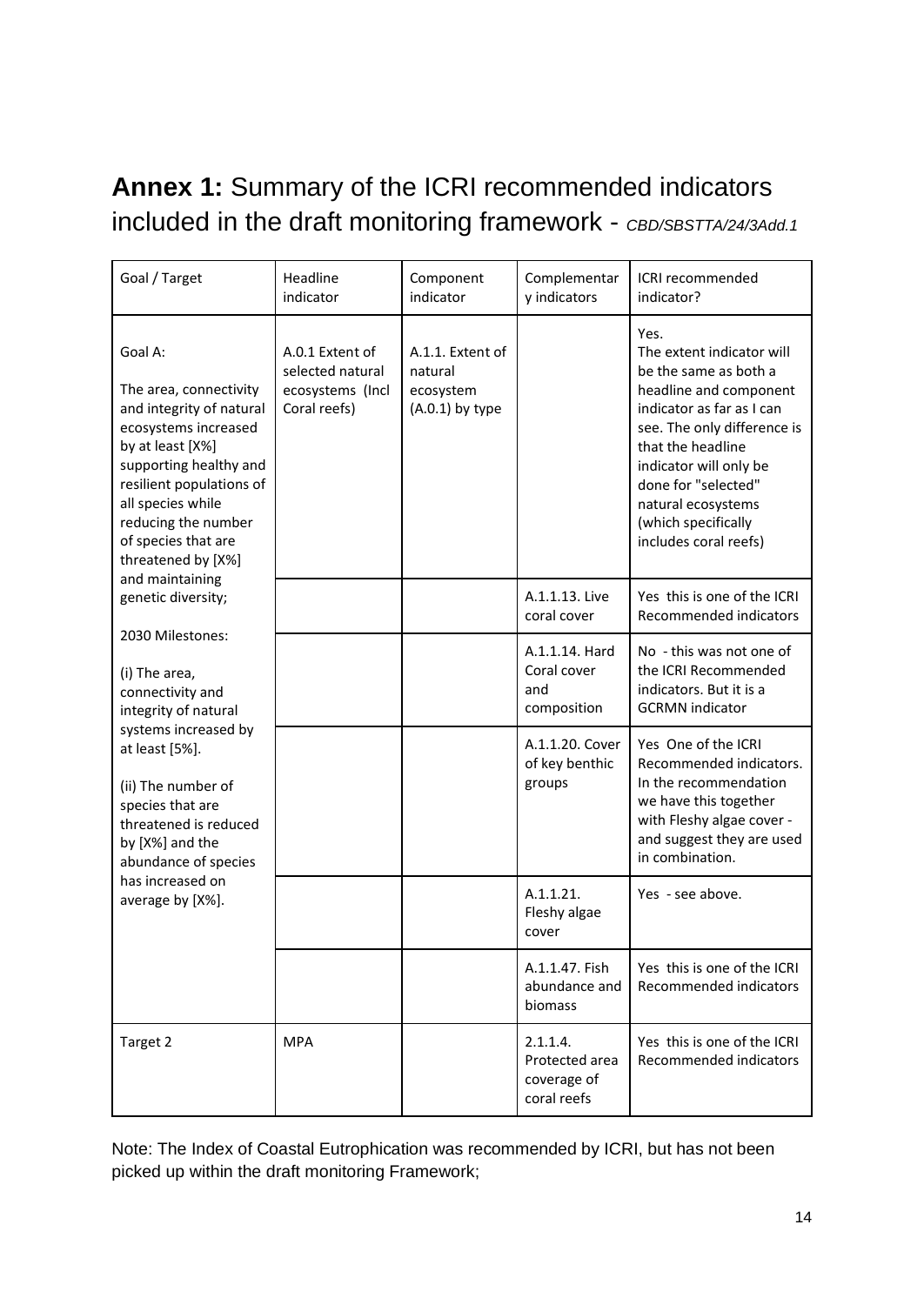## **Annex 1:** Summary of the ICRI recommended indicators included in the draft monitoring framework - *CBD/SBSTTA/24/3Add.1*

| Goal / Target | Headline indicator | Component indicator | Complementary indicators | ICRI recommended indicator? |
|---|---|---|---|---|
| Goal A:<br><br>The area, connectivity and integrity of natural ecosystems increased by at least [X%] supporting healthy and resilient populations of all species while reducing the number of species that are threatened by [X%] and maintaining genetic diversity;<br><br>2030 Milestones:<br><br>(i) The area, connectivity and integrity of natural systems increased by at least [5%].<br><br>(ii) The number of species that are threatened is reduced by [X%] and the abundance of species has increased on average by [X%]. | A.0.1 Extent of selected natural ecosystems (Incl Coral reefs) | A.1.1. Extent of natural ecosystem (A.0.1) by type | | Yes.<br>The extent indicator will be the same as both a headline and component indicator as far as I can see. The only difference is that the headline indicator will only be done for "selected" natural ecosystems (which specifically includes coral reefs) |
| | | | A.1.1.13. Live coral cover | Yes this is one of the ICRI Recommended indicators |
| | | | A.1.1.14. Hard Coral cover and composition | No - this was not one of the ICRI Recommended indicators. But it is a GCRMN indicator |
| | | | A.1.1.20. Cover of key benthic groups | Yes One of the ICRI Recommended indicators. In the recommendation we have this together with Fleshy algae cover - and suggest they are used in combination. |
| | | | A.1.1.21. Fleshy algae cover | Yes - see above. |
| | | | A.1.1.47. Fish abundance and biomass | Yes this is one of the ICRI Recommended indicators |
| Target 2 | MPA | | 2.1.1.4. Protected area coverage of coral reefs | Yes this is one of the ICRI Recommended indicators |

Note: The Index of Coastal Eutrophication was recommended by ICRI, but has not been picked up within the draft monitoring Framework;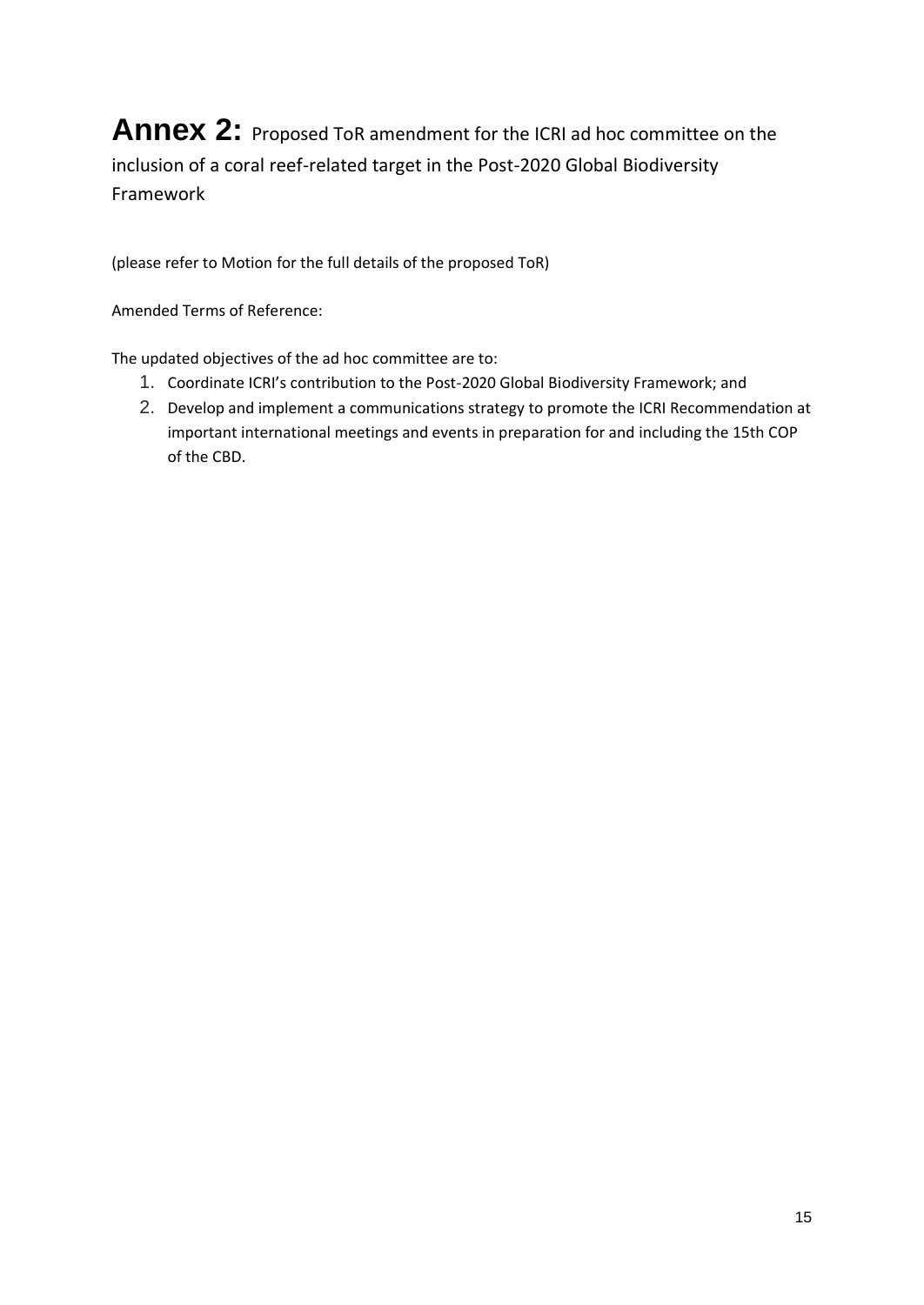# **Annex 2:** Proposed ToR amendment for the ICRI ad hoc committee on the inclusion of a coral reef-related target in the Post-2020 Global Biodiversity Framework

(please refer to Motion for the full details of the proposed ToR)

Amended Terms of Reference:

The updated objectives of the ad hoc committee are to:

1. Coordinate ICRI's contribution to the Post-2020 Global Biodiversity Framework; and
2. Develop and implement a communications strategy to promote the ICRI Recommendation at important international meetings and events in preparation for and including the 15th COP of the CBD.